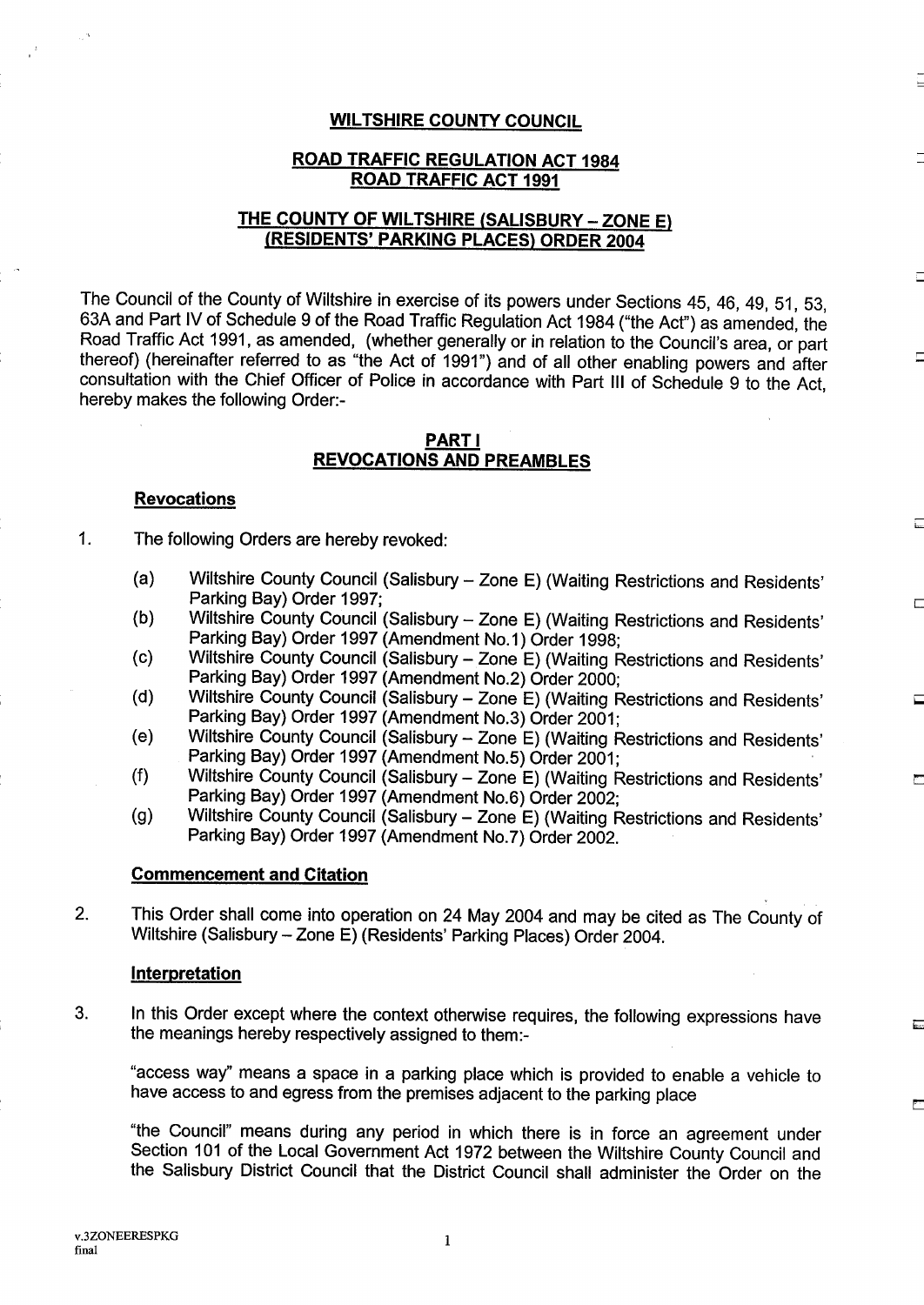# WILTSHIRE COUNTY COUNCIL

## ROAD TRAFFIC REGULATION ACT 1984
## ROAD TRAFFIC ACT 1991

## THE COUNTY OF WILTSHIRE (SALISBURY – ZONE E) (RESIDENTS' PARKING PLACES) ORDER 2004

The Council of the County of Wiltshire in exercise of its powers under Sections 45, 46, 49, 51, 53, 63A and Part IV of Schedule 9 of the Road Traffic Regulation Act 1984 ("the Act") as amended, the Road Traffic Act 1991, as amended, (whether generally or in relation to the Council's area, or part thereof) (hereinafter referred to as "the Act of 1991") and of all other enabling powers and after consultation with the Chief Officer of Police in accordance with Part III of Schedule 9 to the Act, hereby makes the following Order:-

## PART I
## REVOCATIONS AND PREAMBLES

### Revocations

1. The following Orders are hereby revoked:

   (a) Wiltshire County Council (Salisbury – Zone E) (Waiting Restrictions and Residents' Parking Bay) Order 1997;

   (b) Wiltshire County Council (Salisbury – Zone E) (Waiting Restrictions and Residents' Parking Bay) Order 1997 (Amendment No.1) Order 1998;

   (c) Wiltshire County Council (Salisbury – Zone E) (Waiting Restrictions and Residents' Parking Bay) Order 1997 (Amendment No.2) Order 2000;

   (d) Wiltshire County Council (Salisbury – Zone E) (Waiting Restrictions and Residents' Parking Bay) Order 1997 (Amendment No.3) Order 2001;

   (e) Wiltshire County Council (Salisbury – Zone E) (Waiting Restrictions and Residents' Parking Bay) Order 1997 (Amendment No.5) Order 2001;

   (f) Wiltshire County Council (Salisbury – Zone E) (Waiting Restrictions and Residents' Parking Bay) Order 1997 (Amendment No.6) Order 2002;

   (g) Wiltshire County Council (Salisbury – Zone E) (Waiting Restrictions and Residents' Parking Bay) Order 1997 (Amendment No.7) Order 2002.

### Commencement and Citation

2. This Order shall come into operation on 24 May 2004 and may be cited as The County of Wiltshire (Salisbury – Zone E) (Residents' Parking Places) Order 2004.

### Interpretation

3. In this Order except where the context otherwise requires, the following expressions have the meanings hereby respectively assigned to them:-

   "access way" means a space in a parking place which is provided to enable a vehicle to have access to and egress from the premises adjacent to the parking place

   "the Council" means during any period in which there is in force an agreement under Section 101 of the Local Government Act 1972 between the Wiltshire County Council and the Salisbury District Council that the District Council shall administer the Order on the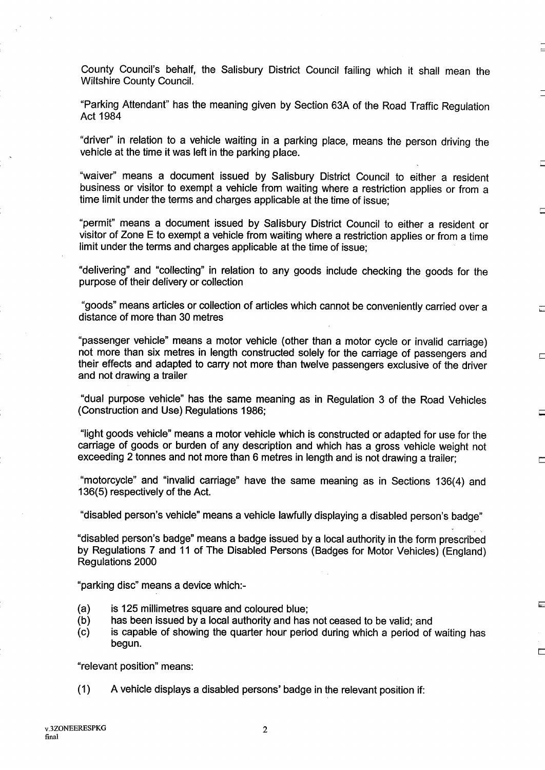County Council's behalf, the Salisbury District Council failing which it shall mean the Wiltshire County Council.

"Parking Attendant" has the meaning given by Section 63A of the Road Traffic Regulation Act 1984

"driver" in relation to a vehicle waiting in a parking place, means the person driving the vehicle at the time it was left in the parking place.

"waiver" means a document issued by Salisbury District Council to either a resident business or visitor to exempt a vehicle from waiting where a restriction applies or from a time limit under the terms and charges applicable at the time of issue;

"permit" means a document issued by Salisbury District Council to either a resident or visitor of Zone E to exempt a vehicle from waiting where a restriction applies or from a time limit under the terms and charges applicable at the time of issue;

"delivering" and "collecting" in relation to any goods include checking the goods for the purpose of their delivery or collection

"goods" means articles or collection of articles which cannot be conveniently carried over a distance of more than 30 metres

"passenger vehicle" means a motor vehicle (other than a motor cycle or invalid carriage) not more than six metres in length constructed solely for the carriage of passengers and their effects and adapted to carry not more than twelve passengers exclusive of the driver and not drawing a trailer

"dual purpose vehicle" has the same meaning as in Regulation 3 of the Road Vehicles (Construction and Use) Regulations 1986;

"light goods vehicle" means a motor vehicle which is constructed or adapted for use for the carriage of goods or burden of any description and which has a gross vehicle weight not exceeding 2 tonnes and not more than 6 metres in length and is not drawing a trailer;

"motorcycle" and "invalid carriage" have the same meaning as in Sections 136(4) and 136(5) respectively of the Act.

"disabled person's vehicle" means a vehicle lawfully displaying a disabled person's badge"

"disabled person's badge" means a badge issued by a local authority in the form prescribed by Regulations 7 and 11 of The Disabled Persons (Badges for Motor Vehicles) (England) Regulations 2000

"parking disc" means a device which:-

(a) is 125 millimetres square and coloured blue;
(b) has been issued by a local authority and has not ceased to be valid; and
(c) is capable of showing the quarter hour period during which a period of waiting has begun.

"relevant position" means:

(1) A vehicle displays a disabled persons' badge in the relevant position if: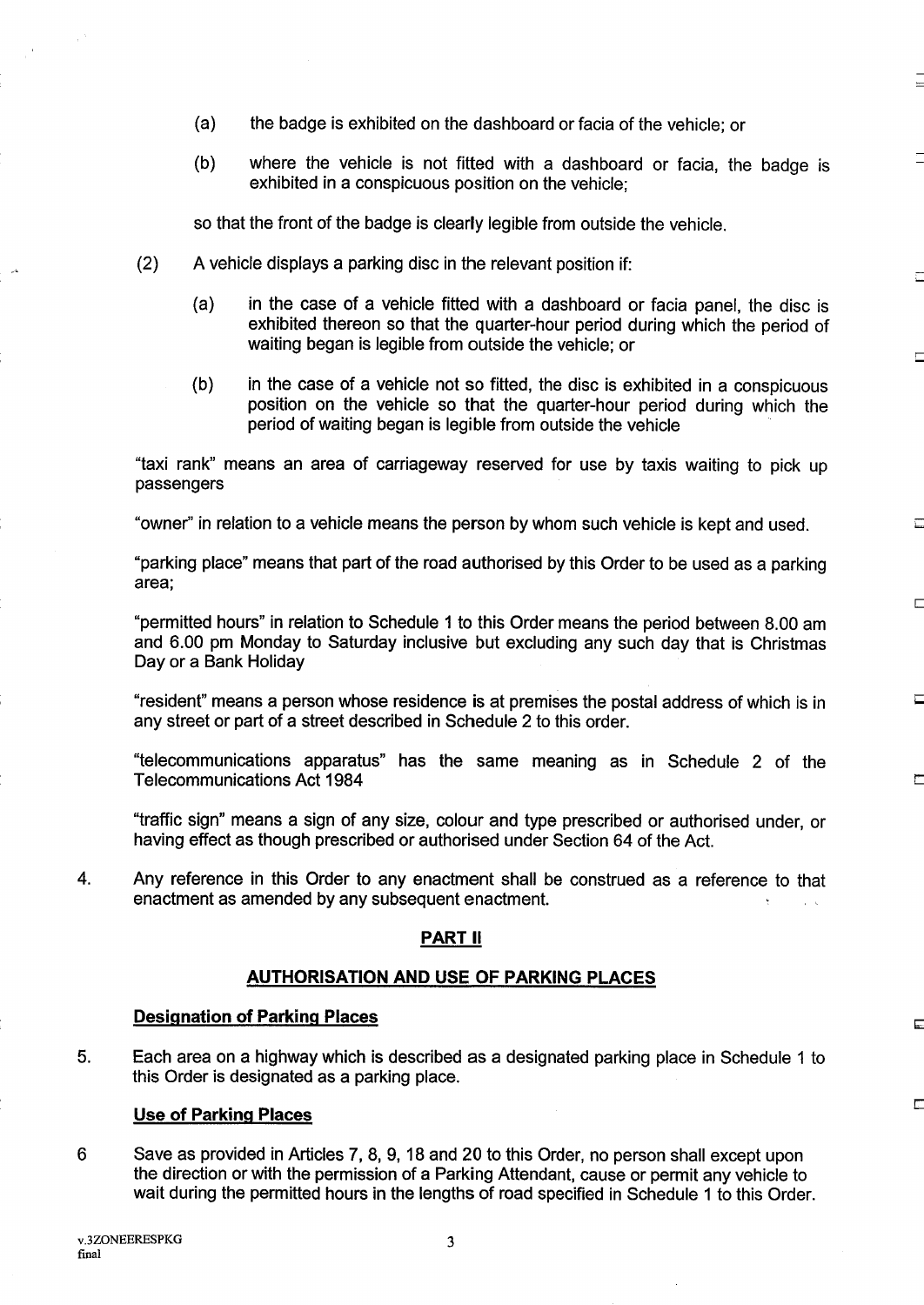(a) the badge is exhibited on the dashboard or facia of the vehicle; or

(b) where the vehicle is not fitted with a dashboard or facia, the badge is exhibited in a conspicuous position on the vehicle;

so that the front of the badge is clearly legible from outside the vehicle.

(2) A vehicle displays a parking disc in the relevant position if:

(a) in the case of a vehicle fitted with a dashboard or facia panel, the disc is exhibited thereon so that the quarter-hour period during which the period of waiting began is legible from outside the vehicle; or

(b) in the case of a vehicle not so fitted, the disc is exhibited in a conspicuous position on the vehicle so that the quarter-hour period during which the period of waiting began is legible from outside the vehicle

"taxi rank" means an area of carriageway reserved for use by taxis waiting to pick up passengers

"owner" in relation to a vehicle means the person by whom such vehicle is kept and used.

"parking place" means that part of the road authorised by this Order to be used as a parking area;

"permitted hours" in relation to Schedule 1 to this Order means the period between 8.00 am and 6.00 pm Monday to Saturday inclusive but excluding any such day that is Christmas Day or a Bank Holiday

"resident" means a person whose residence is at premises the postal address of which is in any street or part of a street described in Schedule 2 to this order.

"telecommunications apparatus" has the same meaning as in Schedule 2 of the Telecommunications Act 1984

"traffic sign" means a sign of any size, colour and type prescribed or authorised under, or having effect as though prescribed or authorised under Section 64 of the Act.

4. Any reference in this Order to any enactment shall be construed as a reference to that enactment as amended by any subsequent enactment.

## PART II

## AUTHORISATION AND USE OF PARKING PLACES

### Designation of Parking Places

5. Each area on a highway which is described as a designated parking place in Schedule 1 to this Order is designated as a parking place.

### Use of Parking Places

6 Save as provided in Articles 7, 8, 9, 18 and 20 to this Order, no person shall except upon the direction or with the permission of a Parking Attendant, cause or permit any vehicle to wait during the permitted hours in the lengths of road specified in Schedule 1 to this Order.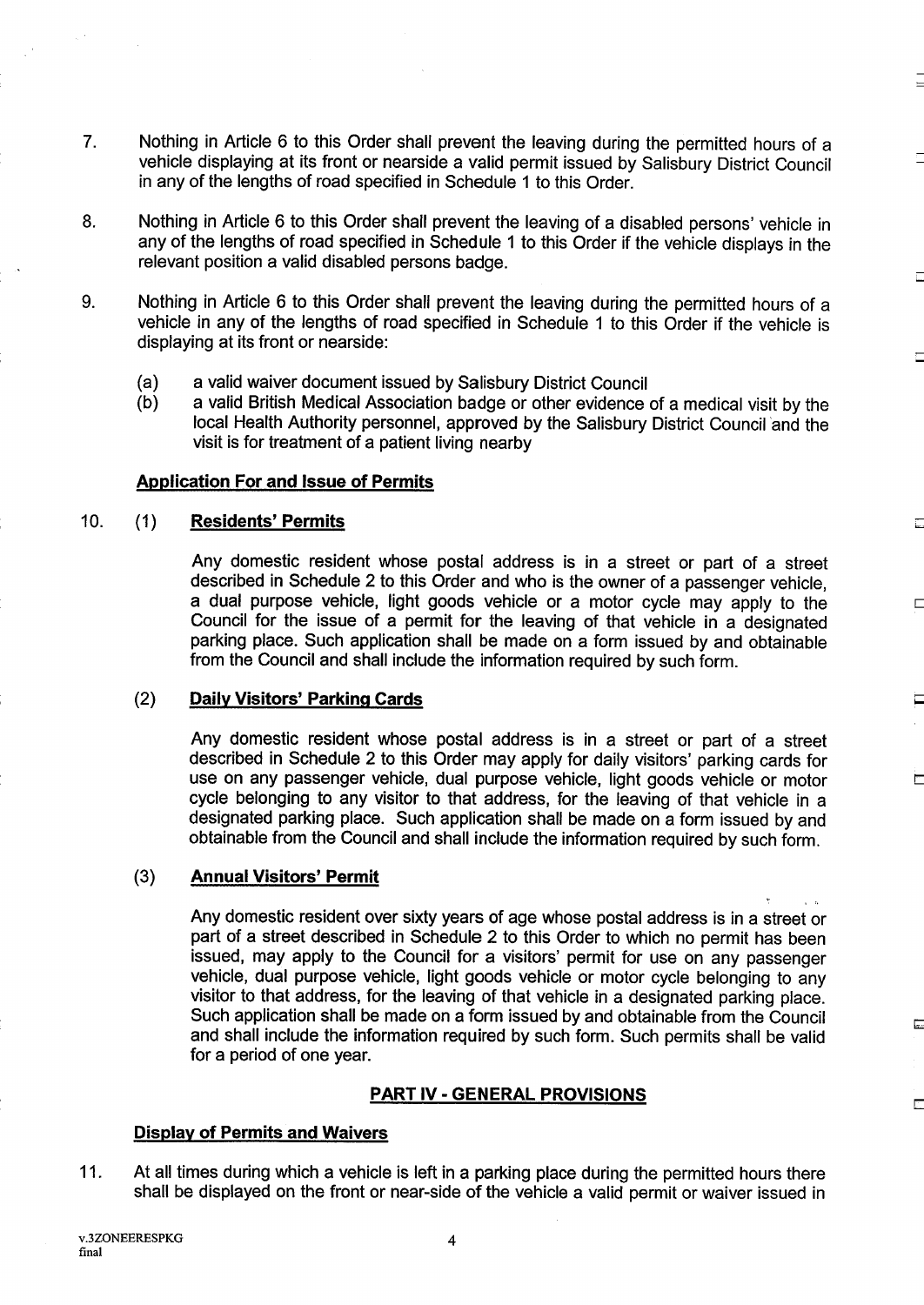7. Nothing in Article 6 to this Order shall prevent the leaving during the permitted hours of a vehicle displaying at its front or nearside a valid permit issued by Salisbury District Council in any of the lengths of road specified in Schedule 1 to this Order.

8. Nothing in Article 6 to this Order shall prevent the leaving of a disabled persons' vehicle in any of the lengths of road specified in Schedule 1 to this Order if the vehicle displays in the relevant position a valid disabled persons badge.

9. Nothing in Article 6 to this Order shall prevent the leaving during the permitted hours of a vehicle in any of the lengths of road specified in Schedule 1 to this Order if the vehicle is displaying at its front or nearside:

   (a) a valid waiver document issued by Salisbury District Council

   (b) a valid British Medical Association badge or other evidence of a medical visit by the local Health Authority personnel, approved by the Salisbury District Council and the visit is for treatment of a patient living nearby

**Application For and Issue of Permits**

10. (1) **Residents' Permits**

Any domestic resident whose postal address is in a street or part of a street described in Schedule 2 to this Order and who is the owner of a passenger vehicle, a dual purpose vehicle, light goods vehicle or a motor cycle may apply to the Council for the issue of a permit for the leaving of that vehicle in a designated parking place. Such application shall be made on a form issued by and obtainable from the Council and shall include the information required by such form.

(2) **Daily Visitors' Parking Cards**

Any domestic resident whose postal address is in a street or part of a street described in Schedule 2 to this Order may apply for daily visitors' parking cards for use on any passenger vehicle, dual purpose vehicle, light goods vehicle or motor cycle belonging to any visitor to that address, for the leaving of that vehicle in a designated parking place. Such application shall be made on a form issued by and obtainable from the Council and shall include the information required by such form.

(3) **Annual Visitors' Permit**

Any domestic resident over sixty years of age whose postal address is in a street or part of a street described in Schedule 2 to this Order to which no permit has been issued, may apply to the Council for a visitors' permit for use on any passenger vehicle, dual purpose vehicle, light goods vehicle or motor cycle belonging to any visitor to that address, for the leaving of that vehicle in a designated parking place. Such application shall be made on a form issued by and obtainable from the Council and shall include the information required by such form. Such permits shall be valid for a period of one year.

**PART IV - GENERAL PROVISIONS**

**Display of Permits and Waivers**

11. At all times during which a vehicle is left in a parking place during the permitted hours there shall be displayed on the front or near-side of the vehicle a valid permit or waiver issued in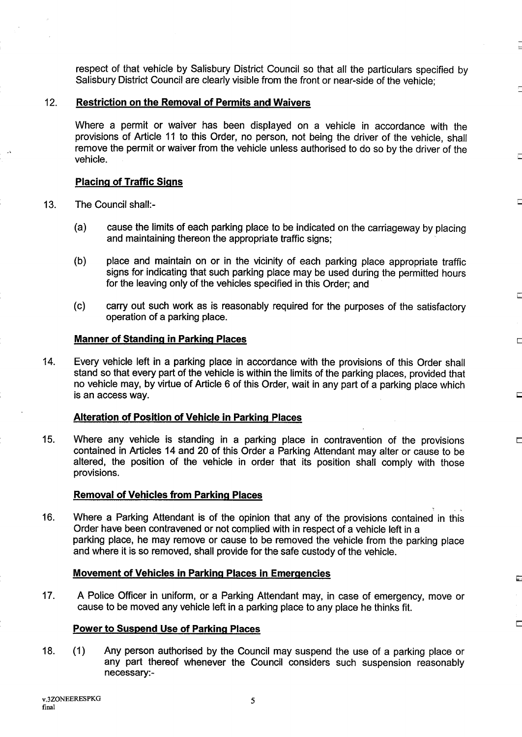respect of that vehicle by Salisbury District Council so that all the particulars specified by Salisbury District Council are clearly visible from the front or near-side of the vehicle;

12. **Restriction on the Removal of Permits and Waivers**

Where a permit or waiver has been displayed on a vehicle in accordance with the provisions of Article 11 to this Order, no person, not being the driver of the vehicle, shall remove the permit or waiver from the vehicle unless authorised to do so by the driver of the vehicle.

**Placing of Traffic Signs**

13. The Council shall:-

(a) cause the limits of each parking place to be indicated on the carriageway by placing and maintaining thereon the appropriate traffic signs;

(b) place and maintain on or in the vicinity of each parking place appropriate traffic signs for indicating that such parking place may be used during the permitted hours for the leaving only of the vehicles specified in this Order; and

(c) carry out such work as is reasonably required for the purposes of the satisfactory operation of a parking place.

**Manner of Standing in Parking Places**

14. Every vehicle left in a parking place in accordance with the provisions of this Order shall stand so that every part of the vehicle is within the limits of the parking places, provided that no vehicle may, by virtue of Article 6 of this Order, wait in any part of a parking place which is an access way.

**Alteration of Position of Vehicle in Parking Places**

15. Where any vehicle is standing in a parking place in contravention of the provisions contained in Articles 14 and 20 of this Order a Parking Attendant may alter or cause to be altered, the position of the vehicle in order that its position shall comply with those provisions.

**Removal of Vehicles from Parking Places**

16. Where a Parking Attendant is of the opinion that any of the provisions contained in this Order have been contravened or not complied with in respect of a vehicle left in a parking place, he may remove or cause to be removed the vehicle from the parking place and where it is so removed, shall provide for the safe custody of the vehicle.

**Movement of Vehicles in Parking Places in Emergencies**

17. A Police Officer in uniform, or a Parking Attendant may, in case of emergency, move or cause to be moved any vehicle left in a parking place to any place he thinks fit.

**Power to Suspend Use of Parking Places**

18. (1) Any person authorised by the Council may suspend the use of a parking place or any part thereof whenever the Council considers such suspension reasonably necessary:-

v.3ZONEERESPKG
final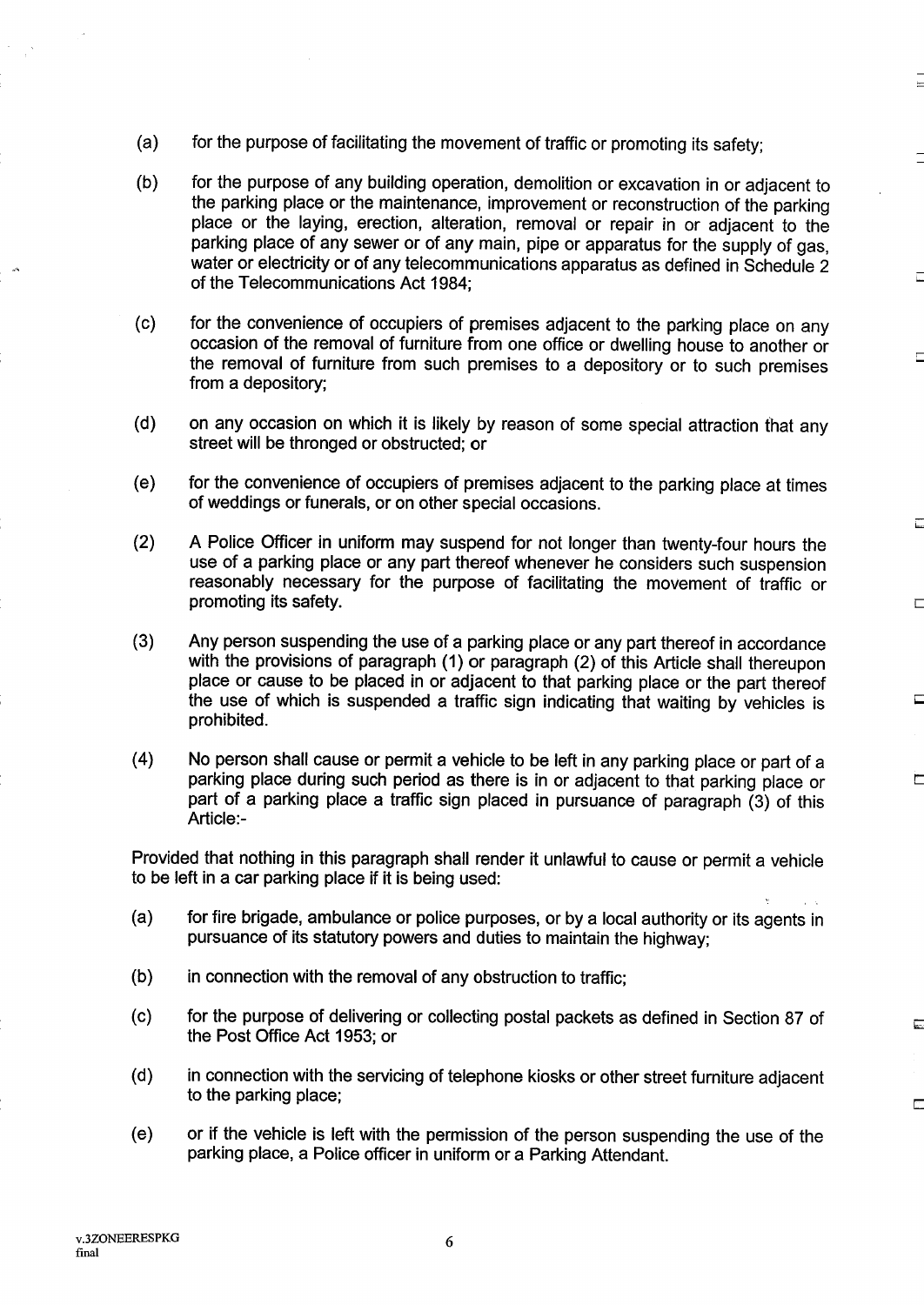(a) for the purpose of facilitating the movement of traffic or promoting its safety;

(b) for the purpose of any building operation, demolition or excavation in or adjacent to the parking place or the maintenance, improvement or reconstruction of the parking place or the laying, erection, alteration, removal or repair in or adjacent to the parking place of any sewer or of any main, pipe or apparatus for the supply of gas, water or electricity or of any telecommunications apparatus as defined in Schedule 2 of the Telecommunications Act 1984;

(c) for the convenience of occupiers of premises adjacent to the parking place on any occasion of the removal of furniture from one office or dwelling house to another or the removal of furniture from such premises to a depository or to such premises from a depository;

(d) on any occasion on which it is likely by reason of some special attraction that any street will be thronged or obstructed; or

(e) for the convenience of occupiers of premises adjacent to the parking place at times of weddings or funerals, or on other special occasions.

(2) A Police Officer in uniform may suspend for not longer than twenty-four hours the use of a parking place or any part thereof whenever he considers such suspension reasonably necessary for the purpose of facilitating the movement of traffic or promoting its safety.

(3) Any person suspending the use of a parking place or any part thereof in accordance with the provisions of paragraph (1) or paragraph (2) of this Article shall thereupon place or cause to be placed in or adjacent to that parking place or the part thereof the use of which is suspended a traffic sign indicating that waiting by vehicles is prohibited.

(4) No person shall cause or permit a vehicle to be left in any parking place or part of a parking place during such period as there is in or adjacent to that parking place or part of a parking place a traffic sign placed in pursuance of paragraph (3) of this Article:-

Provided that nothing in this paragraph shall render it unlawful to cause or permit a vehicle to be left in a car parking place if it is being used:

(a) for fire brigade, ambulance or police purposes, or by a local authority or its agents in pursuance of its statutory powers and duties to maintain the highway;

(b) in connection with the removal of any obstruction to traffic;

(c) for the purpose of delivering or collecting postal packets as defined in Section 87 of the Post Office Act 1953; or

(d) in connection with the servicing of telephone kiosks or other street furniture adjacent to the parking place;

(e) or if the vehicle is left with the permission of the person suspending the use of the parking place, a Police officer in uniform or a Parking Attendant.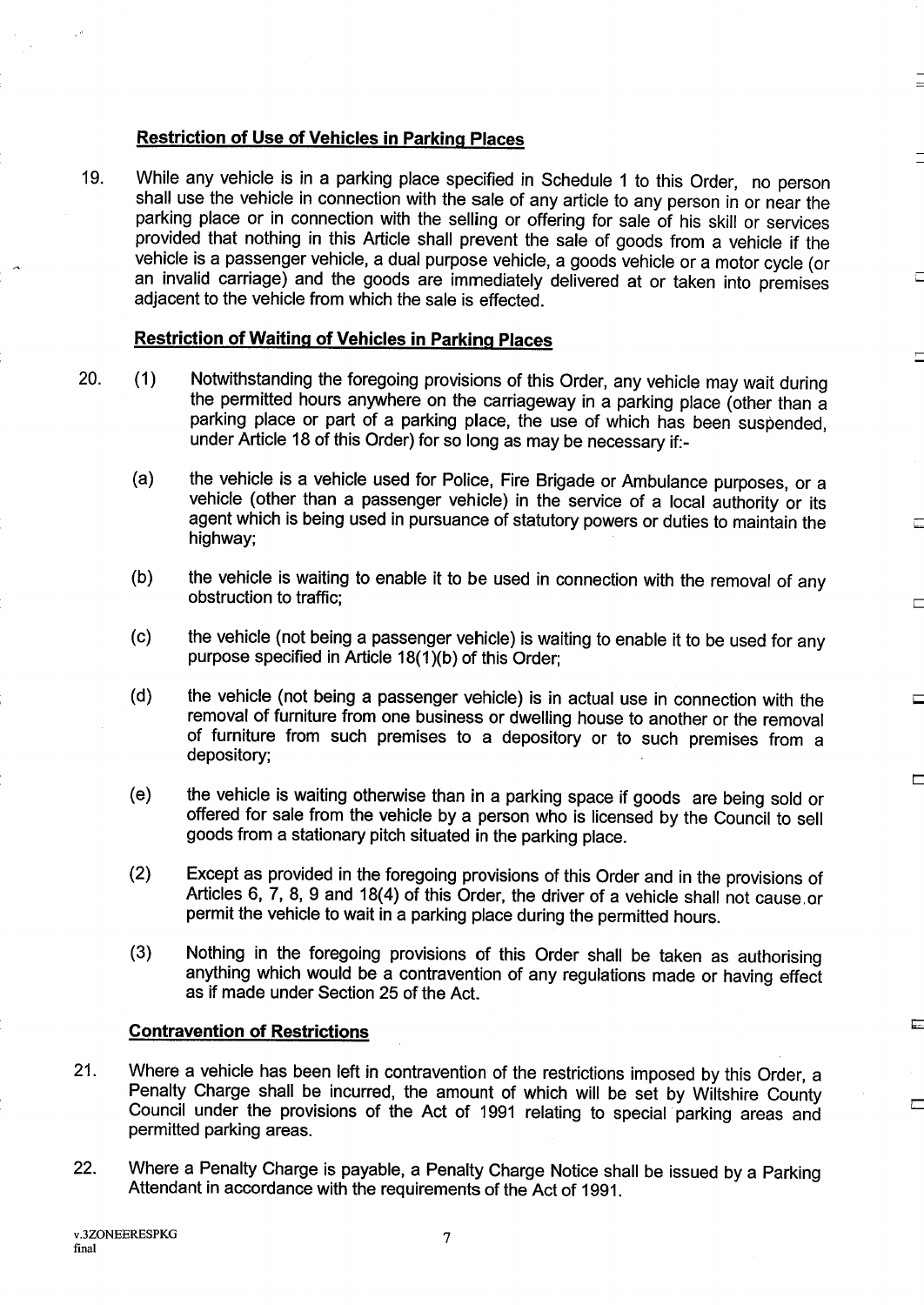### Restriction of Use of Vehicles in Parking Places

19. While any vehicle is in a parking place specified in Schedule 1 to this Order, no person shall use the vehicle in connection with the sale of any article to any person in or near the parking place or in connection with the selling or offering for sale of his skill or services provided that nothing in this Article shall prevent the sale of goods from a vehicle if the vehicle is a passenger vehicle, a dual purpose vehicle, a goods vehicle or a motor cycle (or an invalid carriage) and the goods are immediately delivered at or taken into premises adjacent to the vehicle from which the sale is effected.

### Restriction of Waiting of Vehicles in Parking Places

20. (1) Notwithstanding the foregoing provisions of this Order, any vehicle may wait during the permitted hours anywhere on the carriageway in a parking place (other than a parking place or part of a parking place, the use of which has been suspended, under Article 18 of this Order) for so long as may be necessary if:-

   (a) the vehicle is a vehicle used for Police, Fire Brigade or Ambulance purposes, or a vehicle (other than a passenger vehicle) in the service of a local authority or its agent which is being used in pursuance of statutory powers or duties to maintain the highway;

   (b) the vehicle is waiting to enable it to be used in connection with the removal of any obstruction to traffic;

   (c) the vehicle (not being a passenger vehicle) is waiting to enable it to be used for any purpose specified in Article 18(1)(b) of this Order;

   (d) the vehicle (not being a passenger vehicle) is in actual use in connection with the removal of furniture from one business or dwelling house to another or the removal of furniture from such premises to a depository or to such premises from a depository;

   (e) the vehicle is waiting otherwise than in a parking space if goods are being sold or offered for sale from the vehicle by a person who is licensed by the Council to sell goods from a stationary pitch situated in the parking place.

   (2) Except as provided in the foregoing provisions of this Order and in the provisions of Articles 6, 7, 8, 9 and 18(4) of this Order, the driver of a vehicle shall not cause or permit the vehicle to wait in a parking place during the permitted hours.

   (3) Nothing in the foregoing provisions of this Order shall be taken as authorising anything which would be a contravention of any regulations made or having effect as if made under Section 25 of the Act.

### Contravention of Restrictions

21. Where a vehicle has been left in contravention of the restrictions imposed by this Order, a Penalty Charge shall be incurred, the amount of which will be set by Wiltshire County Council under the provisions of the Act of 1991 relating to special parking areas and permitted parking areas.

22. Where a Penalty Charge is payable, a Penalty Charge Notice shall be issued by a Parking Attendant in accordance with the requirements of the Act of 1991.

v.3ZONEERESPKG
final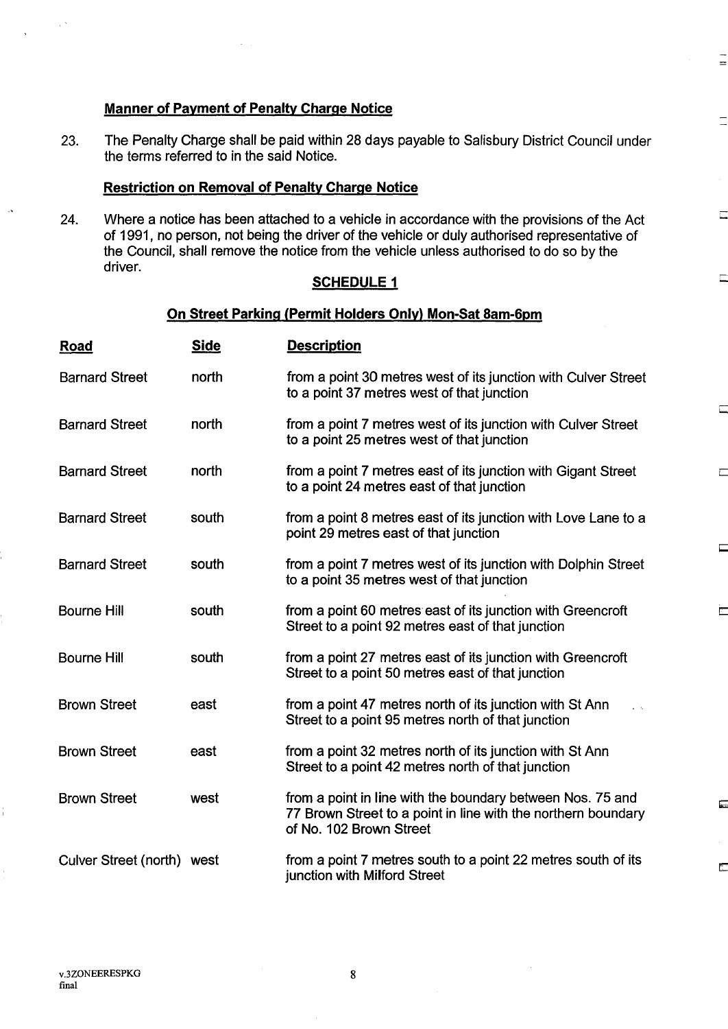**Manner of Payment of Penalty Charge Notice**

23. The Penalty Charge shall be paid within 28 days payable to Salisbury District Council under the terms referred to in the said Notice.

**Restriction on Removal of Penalty Charge Notice**

24. Where a notice has been attached to a vehicle in accordance with the provisions of the Act of 1991, no person, not being the driver of the vehicle or duly authorised representative of the Council, shall remove the notice from the vehicle unless authorised to do so by the driver.

## SCHEDULE 1

### On Street Parking (Permit Holders Only) Mon-Sat 8am-6pm

| Road | Side | Description |
|---|---|---|
| Barnard Street | north | from a point 30 metres west of its junction with Culver Street to a point 37 metres west of that junction |
| Barnard Street | north | from a point 7 metres west of its junction with Culver Street to a point 25 metres west of that junction |
| Barnard Street | north | from a point 7 metres east of its junction with Gigant Street to a point 24 metres east of that junction |
| Barnard Street | south | from a point 8 metres east of its junction with Love Lane to a point 29 metres east of that junction |
| Barnard Street | south | from a point 7 metres west of its junction with Dolphin Street to a point 35 metres west of that junction |
| Bourne Hill | south | from a point 60 metres east of its junction with Greencroft Street to a point 92 metres east of that junction |
| Bourne Hill | south | from a point 27 metres east of its junction with Greencroft Street to a point 50 metres east of that junction |
| Brown Street | east | from a point 47 metres north of its junction with St Ann Street to a point 95 metres north of that junction |
| Brown Street | east | from a point 32 metres north of its junction with St Ann Street to a point 42 metres north of that junction |
| Brown Street | west | from a point in line with the boundary between Nos. 75 and 77 Brown Street to a point in line with the northern boundary of No. 102 Brown Street |
| Culver Street (north) | west | from a point 7 metres south to a point 22 metres south of its junction with Milford Street |

v.3ZONEERESPKG
final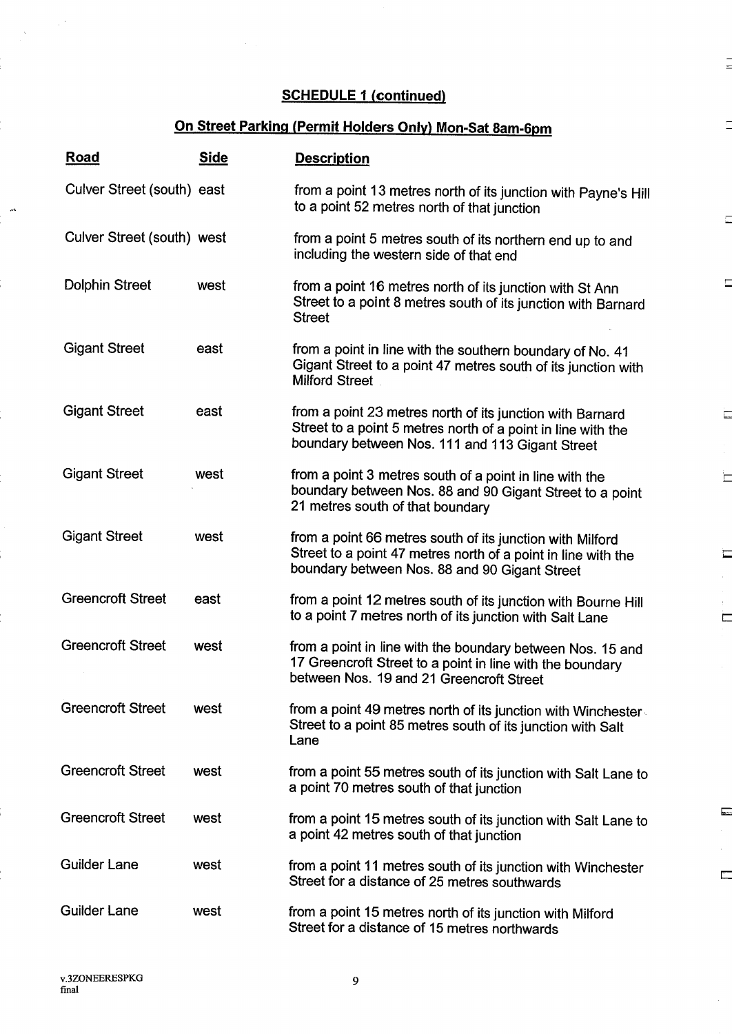## SCHEDULE 1 (continued)

## On Street Parking (Permit Holders Only) Mon-Sat 8am-6pm

| Road | Side | Description |
|---|---|---|
| Culver Street (south) | east | from a point 13 metres north of its junction with Payne's Hill to a point 52 metres north of that junction |
| Culver Street (south) | west | from a point 5 metres south of its northern end up to and including the western side of that end |
| Dolphin Street | west | from a point 16 metres north of its junction with St Ann Street to a point 8 metres south of its junction with Barnard Street |
| Gigant Street | east | from a point in line with the southern boundary of No. 41 Gigant Street to a point 47 metres south of its junction with Milford Street |
| Gigant Street | east | from a point 23 metres north of its junction with Barnard Street to a point 5 metres north of a point in line with the boundary between Nos. 111 and 113 Gigant Street |
| Gigant Street | west | from a point 3 metres south of a point in line with the boundary between Nos. 88 and 90 Gigant Street to a point 21 metres south of that boundary |
| Gigant Street | west | from a point 66 metres south of its junction with Milford Street to a point 47 metres north of a point in line with the boundary between Nos. 88 and 90 Gigant Street |
| Greencroft Street | east | from a point 12 metres south of its junction with Bourne Hill to a point 7 metres north of its junction with Salt Lane |
| Greencroft Street | west | from a point in line with the boundary between Nos. 15 and 17 Greencroft Street to a point in line with the boundary between Nos. 19 and 21 Greencroft Street |
| Greencroft Street | west | from a point 49 metres north of its junction with Winchester Street to a point 85 metres south of its junction with Salt Lane |
| Greencroft Street | west | from a point 55 metres south of its junction with Salt Lane to a point 70 metres south of that junction |
| Greencroft Street | west | from a point 15 metres south of its junction with Salt Lane to a point 42 metres south of that junction |
| Guilder Lane | west | from a point 11 metres south of its junction with Winchester Street for a distance of 25 metres southwards |
| Guilder Lane | west | from a point 15 metres north of its junction with Milford Street for a distance of 15 metres northwards |

v.3ZONEERESPKG
final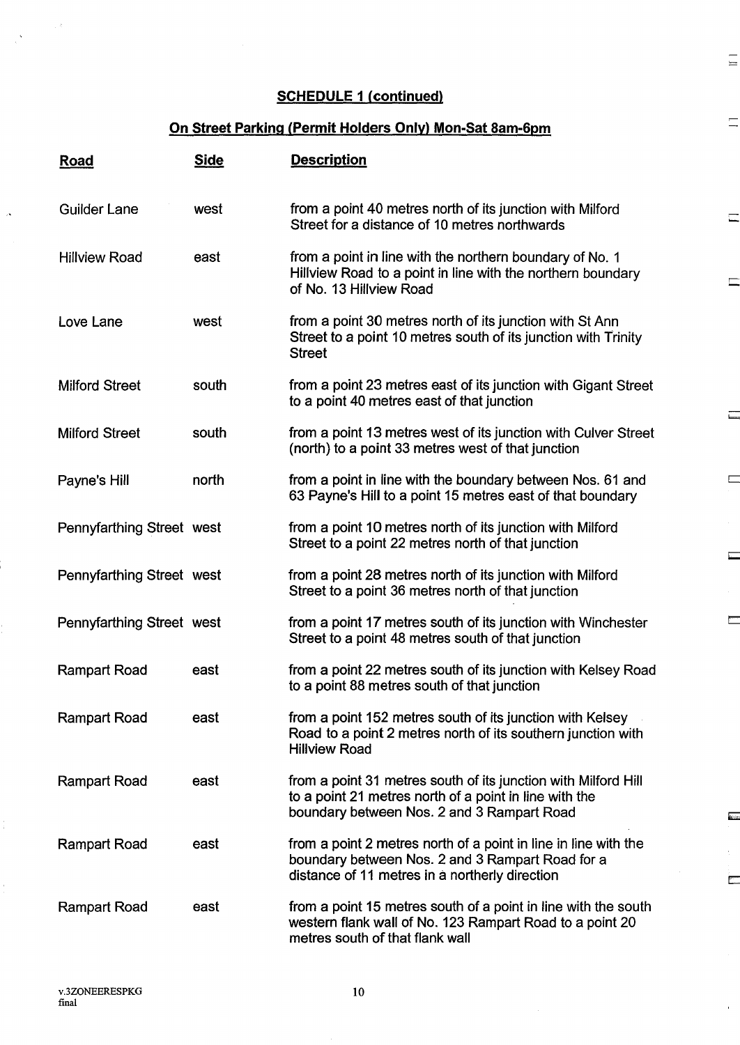**SCHEDULE 1 (continued)**

**On Street Parking (Permit Holders Only) Mon-Sat 8am-6pm**

| Road | Side | Description |
|---|---|---|
| Guilder Lane | west | from a point 40 metres north of its junction with Milford Street for a distance of 10 metres northwards |
| Hillview Road | east | from a point in line with the northern boundary of No. 1 Hillview Road to a point in line with the northern boundary of No. 13 Hillview Road |
| Love Lane | west | from a point 30 metres north of its junction with St Ann Street to a point 10 metres south of its junction with Trinity Street |
| Milford Street | south | from a point 23 metres east of its junction with Gigant Street to a point 40 metres east of that junction |
| Milford Street | south | from a point 13 metres west of its junction with Culver Street (north) to a point 33 metres west of that junction |
| Payne's Hill | north | from a point in line with the boundary between Nos. 61 and 63 Payne's Hill to a point 15 metres east of that boundary |
| Pennyfarthing Street | west | from a point 10 metres north of its junction with Milford Street to a point 22 metres north of that junction |
| Pennyfarthing Street | west | from a point 28 metres north of its junction with Milford Street to a point 36 metres north of that junction |
| Pennyfarthing Street | west | from a point 17 metres south of its junction with Winchester Street to a point 48 metres south of that junction |
| Rampart Road | east | from a point 22 metres south of its junction with Kelsey Road to a point 88 metres south of that junction |
| Rampart Road | east | from a point 152 metres south of its junction with Kelsey Road to a point 2 metres north of its southern junction with Hillview Road |
| Rampart Road | east | from a point 31 metres south of its junction with Milford Hill to a point 21 metres north of a point in line with the boundary between Nos. 2 and 3 Rampart Road |
| Rampart Road | east | from a point 2 metres north of a point in line in line with the boundary between Nos. 2 and 3 Rampart Road for a distance of 11 metres in a northerly direction |
| Rampart Road | east | from a point 15 metres south of a point in line with the south western flank wall of No. 123 Rampart Road to a point 20 metres south of that flank wall |

v.3ZONEERESPKG
final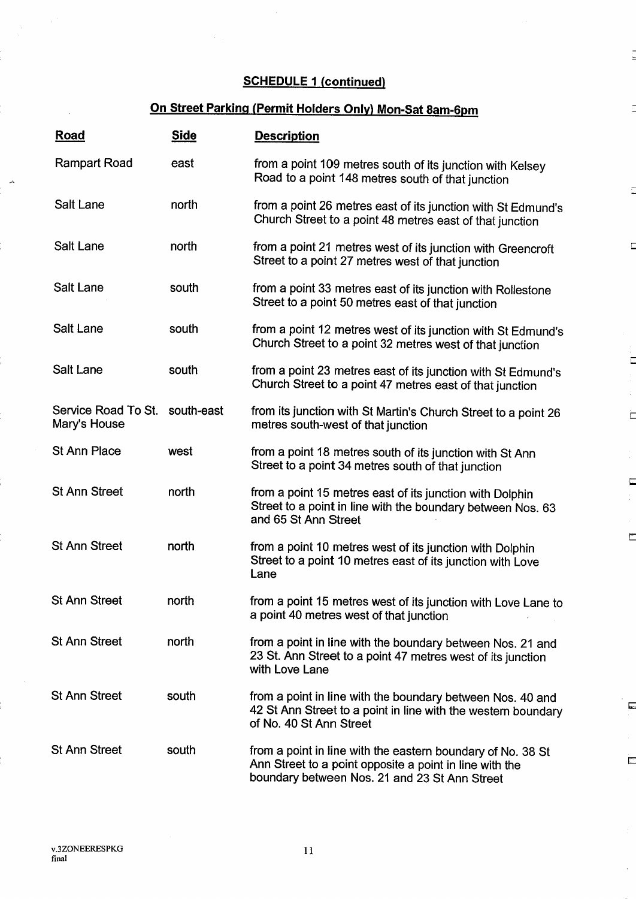## SCHEDULE 1 (continued)

### On Street Parking (Permit Holders Only) Mon-Sat 8am-6pm

| Road | Side | Description |
|---|---|---|
| Rampart Road | east | from a point 109 metres south of its junction with Kelsey Road to a point 148 metres south of that junction |
| Salt Lane | north | from a point 26 metres east of its junction with St Edmund's Church Street to a point 48 metres east of that junction |
| Salt Lane | north | from a point 21 metres west of its junction with Greencroft Street to a point 27 metres west of that junction |
| Salt Lane | south | from a point 33 metres east of its junction with Rollestone Street to a point 50 metres east of that junction |
| Salt Lane | south | from a point 12 metres west of its junction with St Edmund's Church Street to a point 32 metres west of that junction |
| Salt Lane | south | from a point 23 metres east of its junction with St Edmund's Church Street to a point 47 metres east of that junction |
| Service Road To St. Mary's House | south-east | from its junction with St Martin's Church Street to a point 26 metres south-west of that junction |
| St Ann Place | west | from a point 18 metres south of its junction with St Ann Street to a point 34 metres south of that junction |
| St Ann Street | north | from a point 15 metres east of its junction with Dolphin Street to a point in line with the boundary between Nos. 63 and 65 St Ann Street |
| St Ann Street | north | from a point 10 metres west of its junction with Dolphin Street to a point 10 metres east of its junction with Love Lane |
| St Ann Street | north | from a point 15 metres west of its junction with Love Lane to a point 40 metres west of that junction |
| St Ann Street | north | from a point in line with the boundary between Nos. 21 and 23 St. Ann Street to a point 47 metres west of its junction with Love Lane |
| St Ann Street | south | from a point in line with the boundary between Nos. 40 and 42 St Ann Street to a point in line with the western boundary of No. 40 St Ann Street |
| St Ann Street | south | from a point in line with the eastern boundary of No. 38 St Ann Street to a point opposite a point in line with the boundary between Nos. 21 and 23 St Ann Street |

v.3ZONEERESPKG
final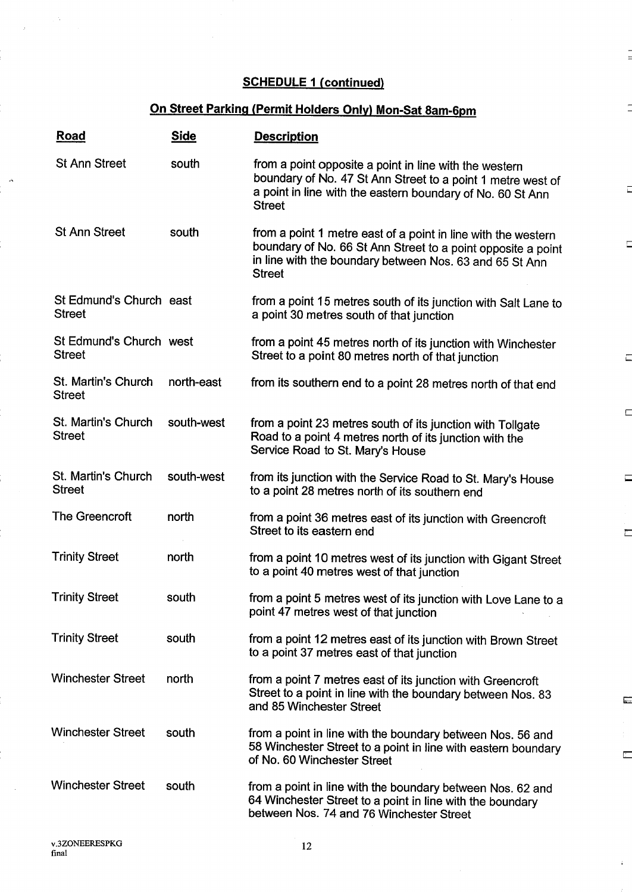## SCHEDULE 1 (continued)

## On Street Parking (Permit Holders Only) Mon-Sat 8am-6pm

| Road | Side | Description |
|---|---|---|
| St Ann Street | south | from a point opposite a point in line with the western boundary of No. 47 St Ann Street to a point 1 metre west of a point in line with the eastern boundary of No. 60 St Ann Street |
| St Ann Street | south | from a point 1 metre east of a point in line with the western boundary of No. 66 St Ann Street to a point opposite a point in line with the boundary between Nos. 63 and 65 St Ann Street |
| St Edmund's Church Street | east | from a point 15 metres south of its junction with Salt Lane to a point 30 metres south of that junction |
| St Edmund's Church Street | west | from a point 45 metres north of its junction with Winchester Street to a point 80 metres north of that junction |
| St. Martin's Church Street | north-east | from its southern end to a point 28 metres north of that end |
| St. Martin's Church Street | south-west | from a point 23 metres south of its junction with Tollgate Road to a point 4 metres north of its junction with the Service Road to St. Mary's House |
| St. Martin's Church Street | south-west | from its junction with the Service Road to St. Mary's House to a point 28 metres north of its southern end |
| The Greencroft | north | from a point 36 metres east of its junction with Greencroft Street to its eastern end |
| Trinity Street | north | from a point 10 metres west of its junction with Gigant Street to a point 40 metres west of that junction |
| Trinity Street | south | from a point 5 metres west of its junction with Love Lane to a point 47 metres west of that junction |
| Trinity Street | south | from a point 12 metres east of its junction with Brown Street to a point 37 metres east of that junction |
| Winchester Street | north | from a point 7 metres east of its junction with Greencroft Street to a point in line with the boundary between Nos. 83 and 85 Winchester Street |
| Winchester Street | south | from a point in line with the boundary between Nos. 56 and 58 Winchester Street to a point in line with eastern boundary of No. 60 Winchester Street |
| Winchester Street | south | from a point in line with the boundary between Nos. 62 and 64 Winchester Street to a point in line with the boundary between Nos. 74 and 76 Winchester Street |

v.3ZONEERESPKG
final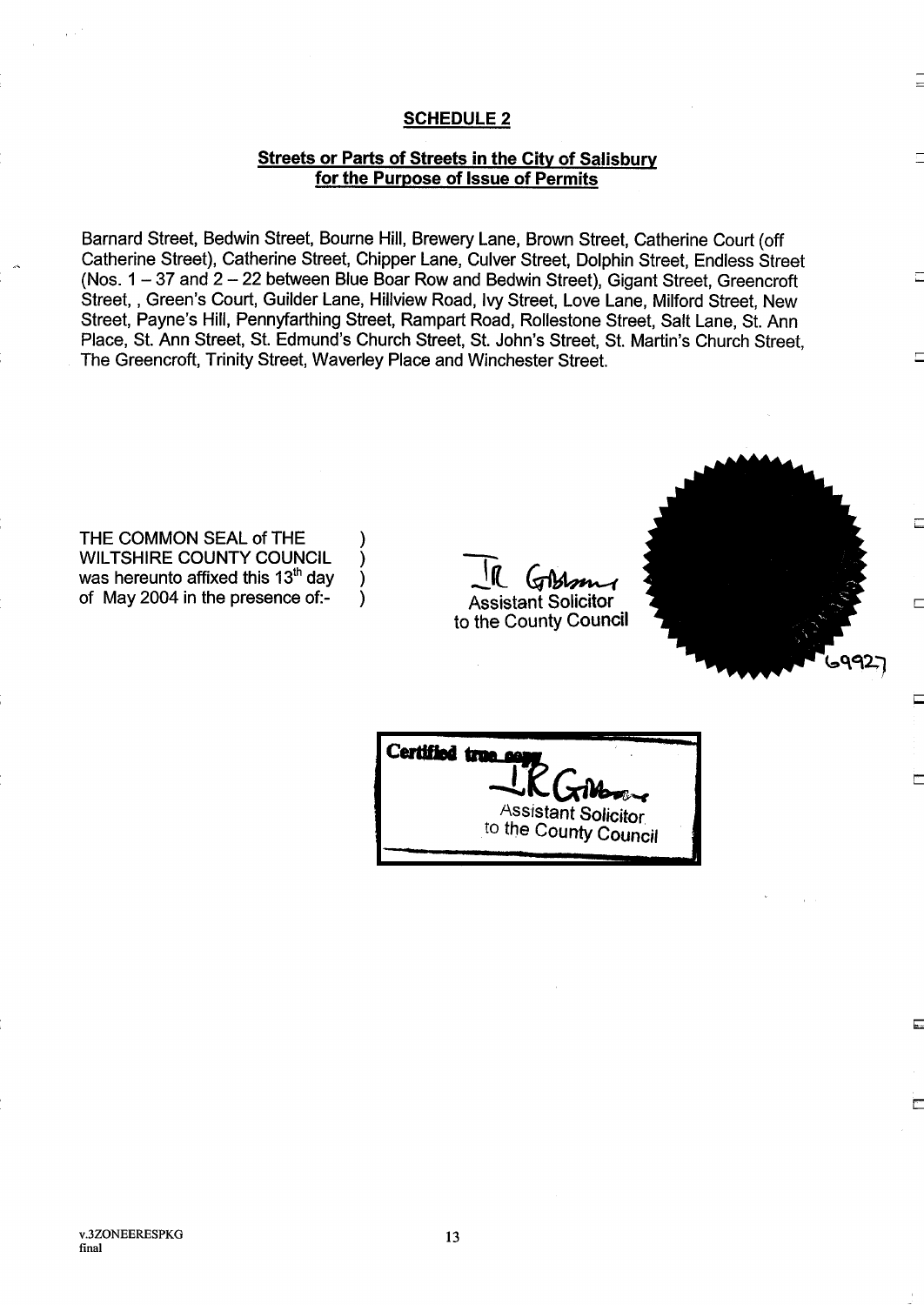## SCHEDULE 2

### Streets or Parts of Streets in the City of Salisbury for the Purpose of Issue of Permits

Barnard Street, Bedwin Street, Bourne Hill, Brewery Lane, Brown Street, Catherine Court (off Catherine Street), Catherine Street, Chipper Lane, Culver Street, Dolphin Street, Endless Street (Nos. 1 – 37 and 2 – 22 between Blue Boar Row and Bedwin Street), Gigant Street, Greencroft Street, , Green's Court, Guilder Lane, Hillview Road, Ivy Street, Love Lane, Milford Street, New Street, Payne's Hill, Pennyfarthing Street, Rampart Road, Rollestone Street, Salt Lane, St. Ann Place, St. Ann Street, St. Edmund's Church Street, St. John's Street, St. Martin's Church Street, The Greencroft, Trinity Street, Waverley Place and Winchester Street.

THE COMMON SEAL of THE WILTSHIRE COUNTY COUNCIL was hereunto affixed this 13th day of May 2004 in the presence of:-

JR Gibbons
Assistant Solicitor
to the County Council

69927

Certified true copy
J.R.Gibbons
Assistant Solicitor
to the County Council

v.3ZONEERESPKG
final